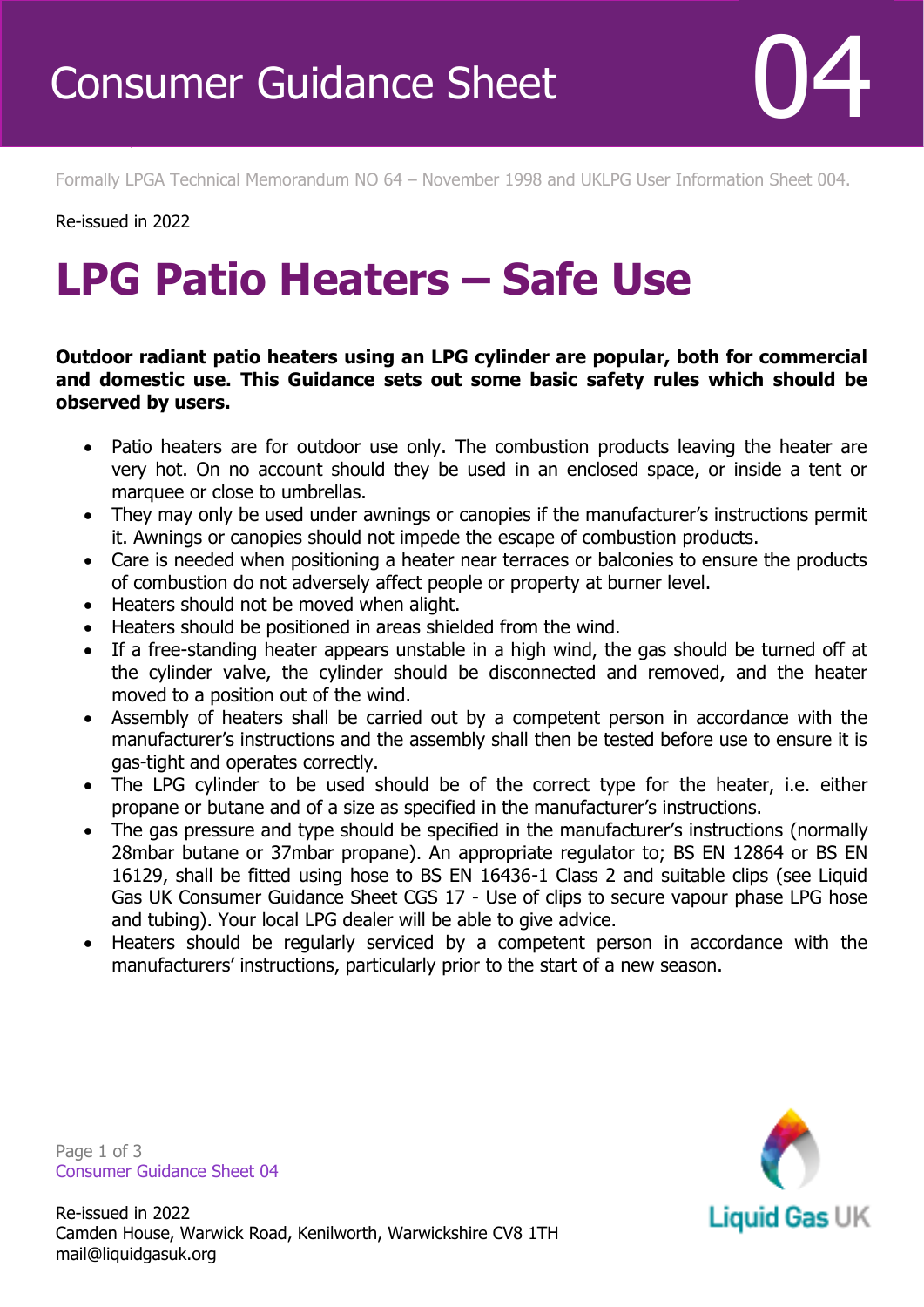# Consumer Guidance Sheet 04

Formally LPGA Technical Memorandum NO 64 – November 1998 and UKLPG User Information Sheet 004.

Re-issued in 2022

# LPG Patio Heaters – Safe Use

**Outdoor radiant patio heaters using an LPG cylinder are popular, both for commercial and domestic use. This Guidance sets out some basic safety rules which should be observed by users.**

- Patio heaters are for outdoor use only. The combustion products leaving the heater are very hot. On no account should they be used in an enclosed space, or inside a tent or marquee or close to umbrellas.
- They may only be used under awnings or canopies if the manufacturer's instructions permit it. Awnings or canopies should not impede the escape of combustion products.
- Care is needed when positioning a heater near terraces or balconies to ensure the products of combustion do not adversely affect people or property at burner level.
- Heaters should not be moved when alight.
- Heaters should be positioned in areas shielded from the wind.
- If a free-standing heater appears unstable in a high wind, the gas should be turned off at the cylinder valve, the cylinder should be disconnected and removed, and the heater moved to a position out of the wind.
- Assembly of heaters shall be carried out by a competent person in accordance with the manufacturer's instructions and the assembly shall then be tested before use to ensure it is gas-tight and operates correctly.
- The LPG cylinder to be used should be of the correct type for the heater, i.e. either propane or butane and of a size as specified in the manufacturer's instructions.
- The gas pressure and type should be specified in the manufacturer's instructions (normally 28mbar butane or 37mbar propane). An appropriate regulator to; BS EN 12864 or BS EN 16129, shall be fitted using hose to BS EN 16436-1 Class 2 and suitable clips (see Liquid Gas UK Consumer Guidance Sheet CGS 17 - Use of clips to secure vapour phase LPG hose and tubing). Your local LPG dealer will be able to give advice.
- Heaters should be regularly serviced by a competent person in accordance with the manufacturers' instructions, particularly prior to the start of a new season.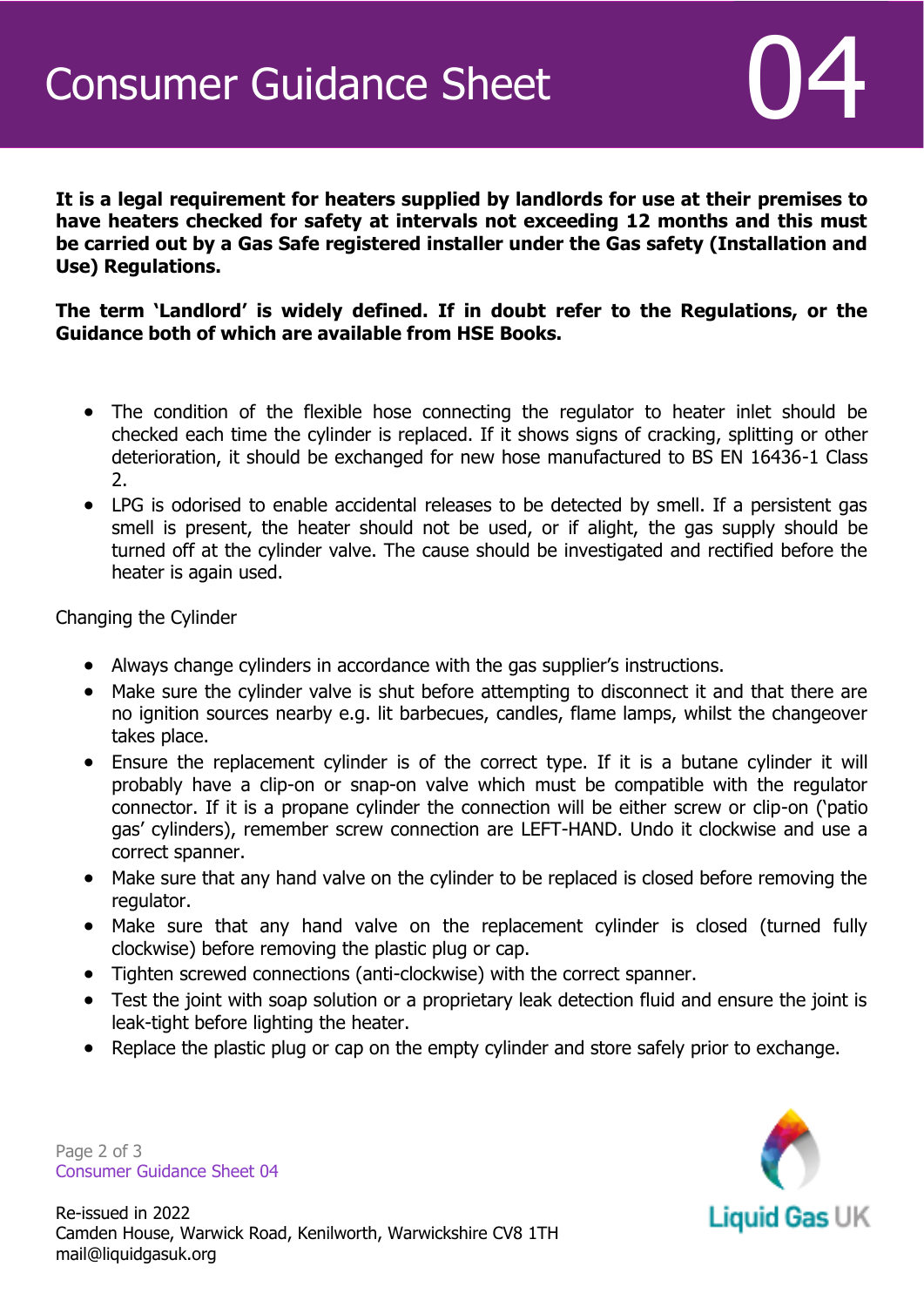**It is a legal requirement for heaters supplied by landlords for use at their premises to have heaters checked for safety at intervals not exceeding 12 months and this must be carried out by a Gas Safe registered installer under the Gas safety (Installation and Use) Regulations.**

**The term 'Landlord' is widely defined. If in doubt refer to the Regulations, or the Guidance both of which are available from HSE Books.**

- The condition of the flexible hose connecting the regulator to heater inlet should be checked each time the cylinder is replaced. If it shows signs of cracking, splitting or other deterioration, it should be exchanged for new hose manufactured to BS EN 16436-1 Class 2.
- LPG is odorised to enable accidental releases to be detected by smell. If a persistent gas smell is present, the heater should not be used, or if alight, the gas supply should be turned off at the cylinder valve. The cause should be investigated and rectified before the heater is again used.

Changing the Cylinder

- Always change cylinders in accordance with the gas supplier's instructions.
- Make sure the cylinder valve is shut before attempting to disconnect it and that there are no ignition sources nearby e.g. lit barbecues, candles, flame lamps, whilst the changeover takes place.
- Ensure the replacement cylinder is of the correct type. If it is a butane cylinder it will probably have a clip-on or snap-on valve which must be compatible with the regulator connector. If it is a propane cylinder the connection will be either screw or clip-on ('patio gas' cylinders), remember screw connection are LEFT-HAND. Undo it clockwise and use a correct spanner.
- Make sure that any hand valve on the cylinder to be replaced is closed before removing the regulator.
- Make sure that any hand valve on the replacement cylinder is closed (turned fully clockwise) before removing the plastic plug or cap.
- Tighten screwed connections (anti-clockwise) with the correct spanner.
- Test the joint with soap solution or a proprietary leak detection fluid and ensure the joint is leak-tight before lighting the heater.
- Replace the plastic plug or cap on the empty cylinder and store safely prior to exchange.

Re-issued in 2022
Camden House, Warwick Road, Kenilworth, Warwickshire CV8 1TH
mail@liquidgasuk.org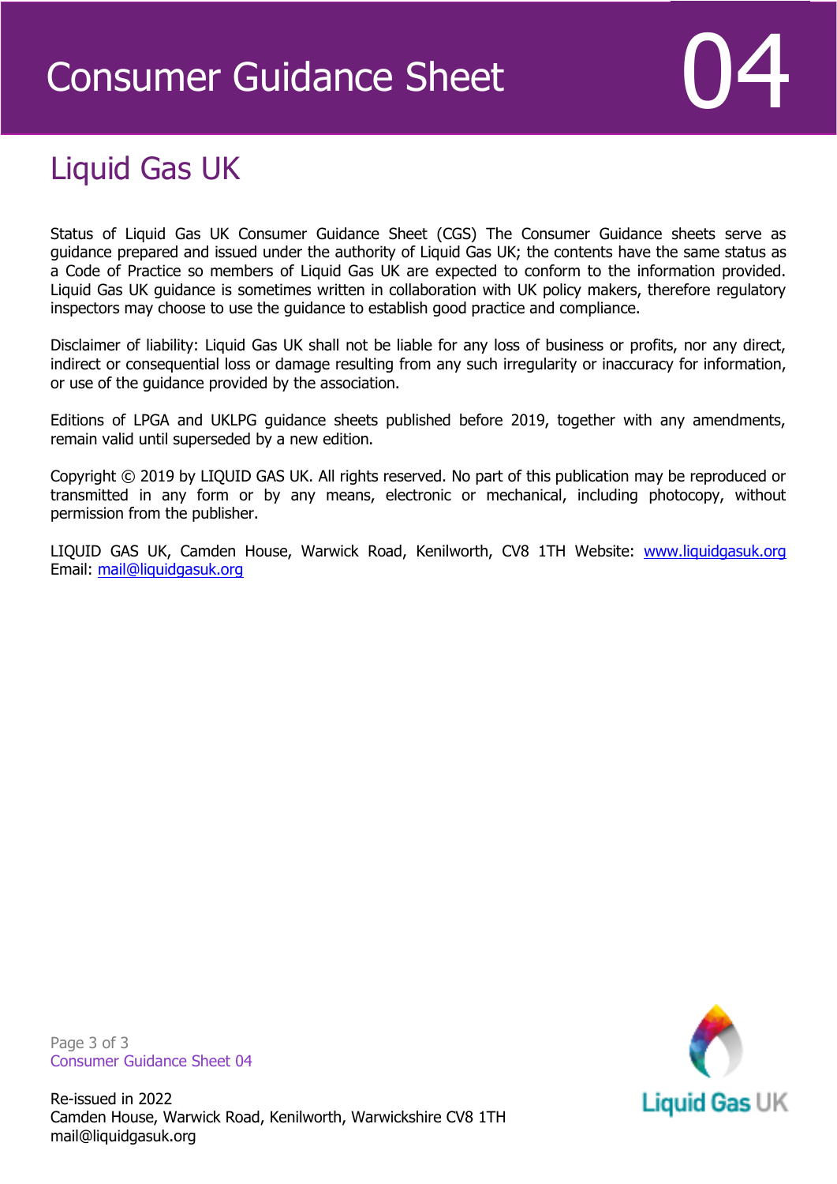# Consumer Guidance Sheet 04

## Liquid Gas UK

Status of Liquid Gas UK Consumer Guidance Sheet (CGS) The Consumer Guidance sheets serve as guidance prepared and issued under the authority of Liquid Gas UK; the contents have the same status as a Code of Practice so members of Liquid Gas UK are expected to conform to the information provided. Liquid Gas UK guidance is sometimes written in collaboration with UK policy makers, therefore regulatory inspectors may choose to use the guidance to establish good practice and compliance.

Disclaimer of liability: Liquid Gas UK shall not be liable for any loss of business or profits, nor any direct, indirect or consequential loss or damage resulting from any such irregularity or inaccuracy for information, or use of the guidance provided by the association.

Editions of LPGA and UKLPG guidance sheets published before 2019, together with any amendments, remain valid until superseded by a new edition.

Copyright © 2019 by LIQUID GAS UK. All rights reserved. No part of this publication may be reproduced or transmitted in any form or by any means, electronic or mechanical, including photocopy, without permission from the publisher.

LIQUID GAS UK, Camden House, Warwick Road, Kenilworth, CV8 1TH Website: www.liquidgasuk.org Email: mail@liquidgasuk.org

Re-issued in 2022
Camden House, Warwick Road, Kenilworth, Warwickshire CV8 1TH
mail@liquidgasuk.org